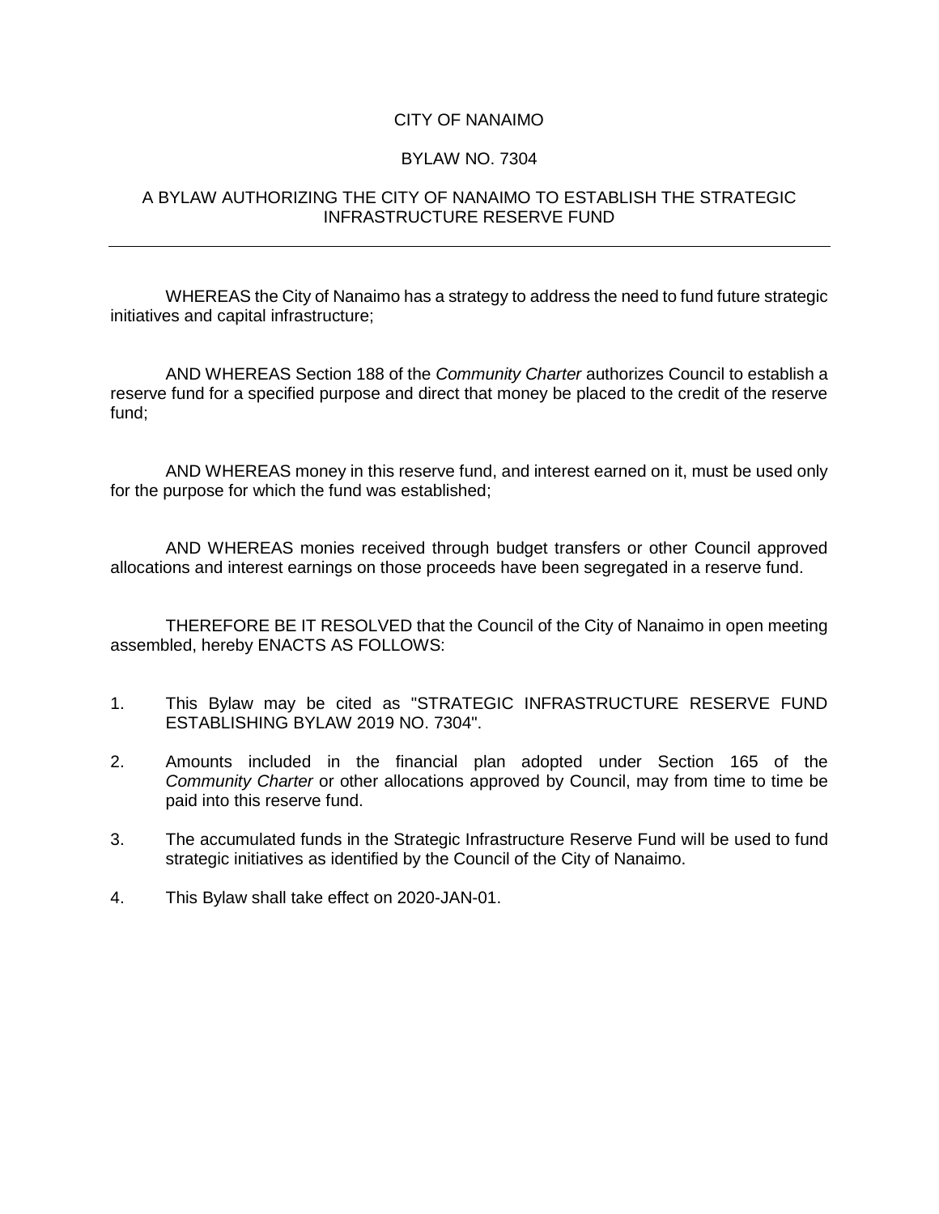# CITY OF NANAIMO

## BYLAW NO. 7304

## A BYLAW AUTHORIZING THE CITY OF NANAIMO TO ESTABLISH THE STRATEGIC INFRASTRUCTURE RESERVE FUND

---

WHEREAS the City of Nanaimo has a strategy to address the need to fund future strategic initiatives and capital infrastructure;

AND WHEREAS Section 188 of the *Community Charter* authorizes Council to establish a reserve fund for a specified purpose and direct that money be placed to the credit of the reserve fund;

AND WHEREAS money in this reserve fund, and interest earned on it, must be used only for the purpose for which the fund was established;

AND WHEREAS monies received through budget transfers or other Council approved allocations and interest earnings on those proceeds have been segregated in a reserve fund.

THEREFORE BE IT RESOLVED that the Council of the City of Nanaimo in open meeting assembled, hereby ENACTS AS FOLLOWS:

1. This Bylaw may be cited as "STRATEGIC INFRASTRUCTURE RESERVE FUND ESTABLISHING BYLAW 2019 NO. 7304".
2. Amounts included in the financial plan adopted under Section 165 of the *Community Charter* or other allocations approved by Council, may from time to time be paid into this reserve fund.
3. The accumulated funds in the Strategic Infrastructure Reserve Fund will be used to fund strategic initiatives as identified by the Council of the City of Nanaimo.
4. This Bylaw shall take effect on 2020-JAN-01.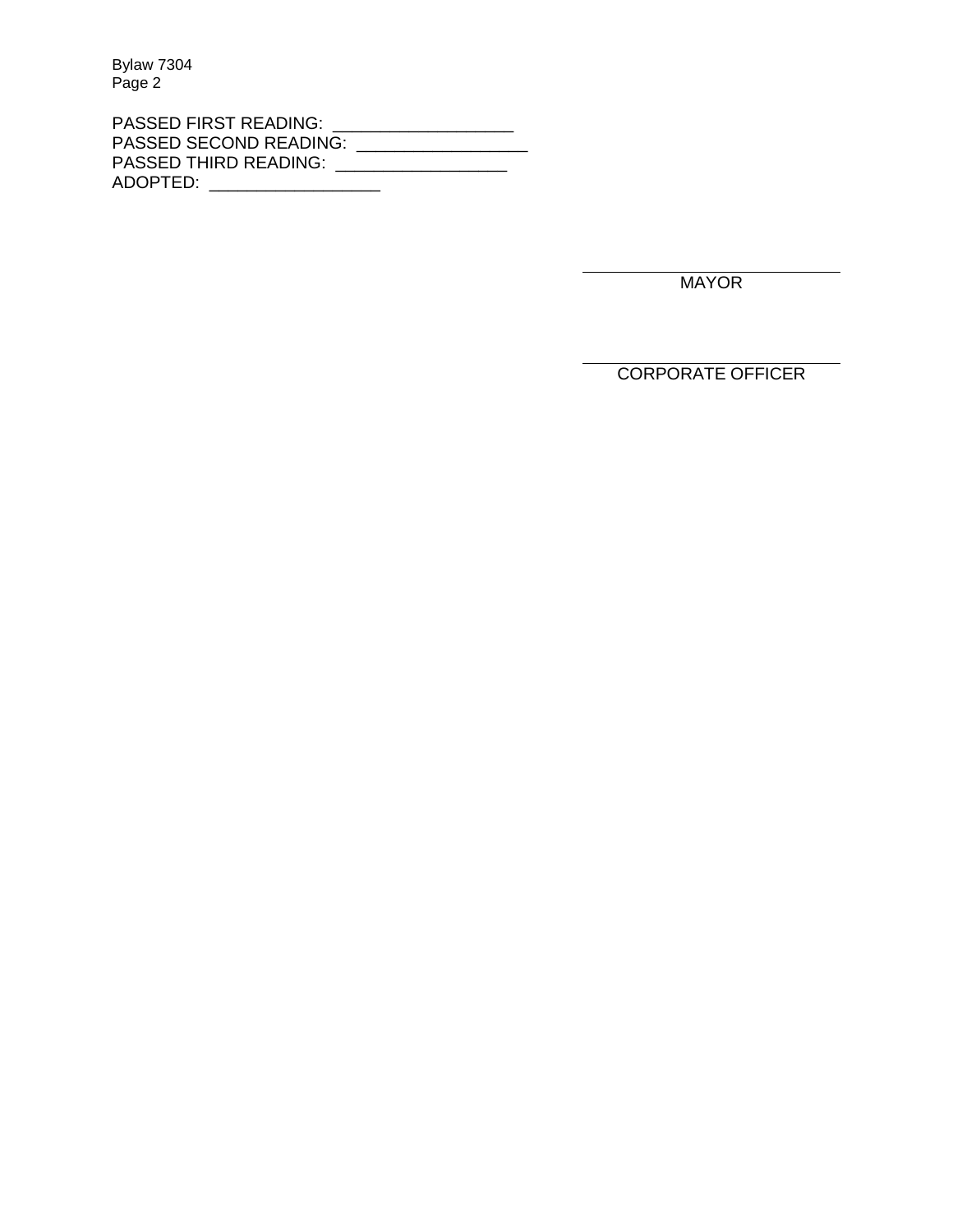PASSED FIRST READING: ___________________
PASSED SECOND READING: __________________
PASSED THIRD READING: __________________
ADOPTED: __________________

_____________________________
MAYOR

_____________________________
CORPORATE OFFICER